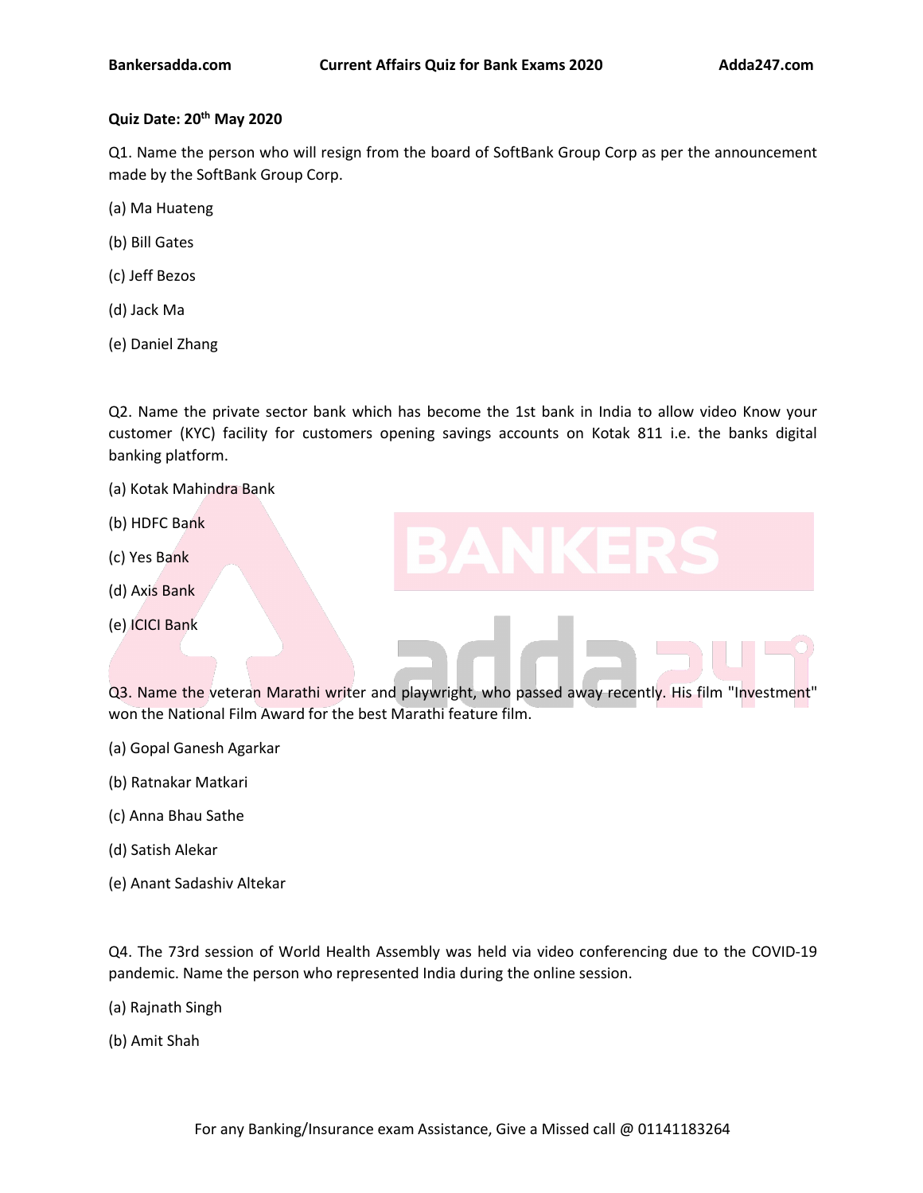**Quiz Date: 20th May 2020**

Q1. Name the person who will resign from the board of SoftBank Group Corp as per the announcement made by the SoftBank Group Corp.

(a) Ma Huateng

(b) Bill Gates

(c) Jeff Bezos

(d) Jack Ma

(e) Daniel Zhang

Q2. Name the private sector bank which has become the 1st bank in India to allow video Know your customer (KYC) facility for customers opening savings accounts on Kotak 811 i.e. the banks digital banking platform.

(a) Kotak Mahindra Bank

(b) HDFC Bank

(c) Yes Bank

(d) Axis Bank

(e) ICICI Bank

Q3. Name the veteran Marathi writer and playwright, who passed away recently. His film "Investment" won the National Film Award for the best Marathi feature film.

(a) Gopal Ganesh Agarkar

(b) Ratnakar Matkari

(c) Anna Bhau Sathe

(d) Satish Alekar

(e) Anant Sadashiv Altekar

Q4. The 73rd session of World Health Assembly was held via video conferencing due to the COVID-19 pandemic. Name the person who represented India during the online session.

(a) Rajnath Singh

(b) Amit Shah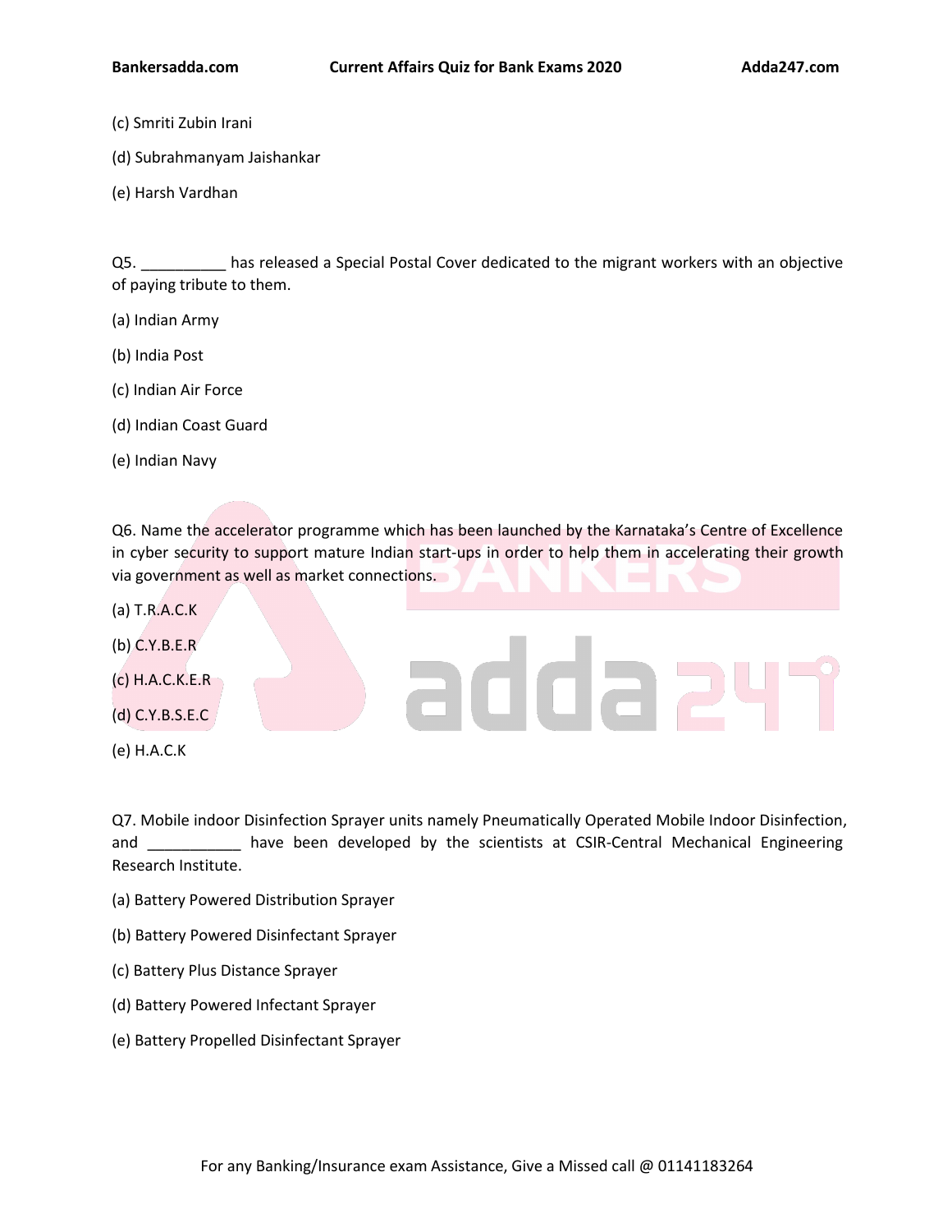(c) Smriti Zubin Irani

(d) Subrahmanyam Jaishankar

(e) Harsh Vardhan

Q5. __________ has released a Special Postal Cover dedicated to the migrant workers with an objective of paying tribute to them.

(a) Indian Army

(b) India Post

(c) Indian Air Force

(d) Indian Coast Guard

(e) Indian Navy

Q6. Name the accelerator programme which has been launched by the Karnataka's Centre of Excellence in cyber security to support mature Indian start-ups in order to help them in accelerating their growth via government as well as market connections.

(a) T.R.A.C.K

(b) C.Y.B.E.R

(c) H.A.C.K.E.R

(d) C.Y.B.S.E.C

(e) H.A.C.K

Q7. Mobile indoor Disinfection Sprayer units namely Pneumatically Operated Mobile Indoor Disinfection, and ___________ have been developed by the scientists at CSIR-Central Mechanical Engineering Research Institute.

(a) Battery Powered Distribution Sprayer

(b) Battery Powered Disinfectant Sprayer

(c) Battery Plus Distance Sprayer

(d) Battery Powered Infectant Sprayer

(e) Battery Propelled Disinfectant Sprayer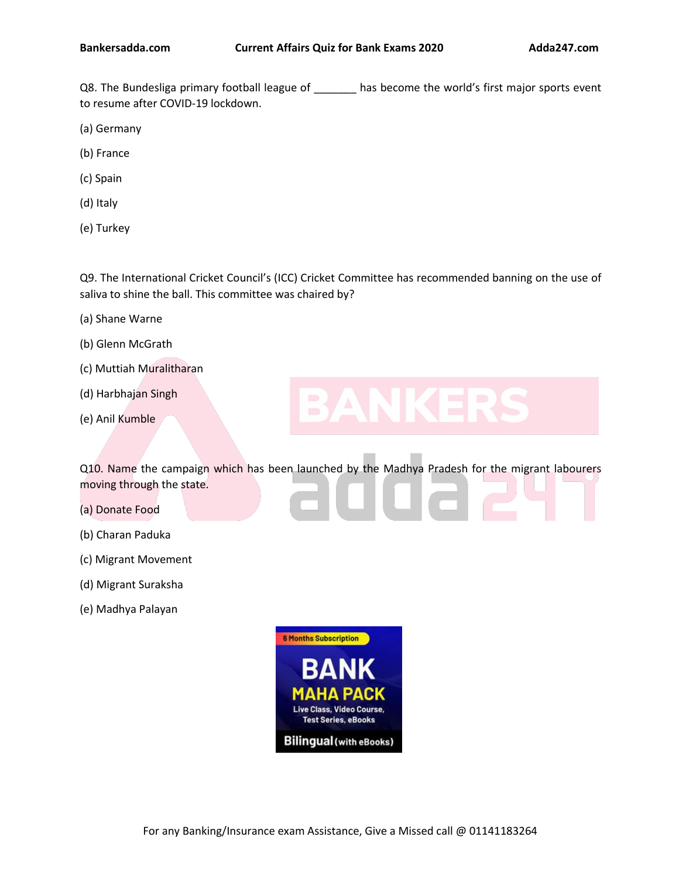Q8. The Bundesliga primary football league of _______ has become the world's first major sports event to resume after COVID-19 lockdown.

(a) Germany

(b) France

(c) Spain

(d) Italy

(e) Turkey

Q9. The International Cricket Council's (ICC) Cricket Committee has recommended banning on the use of saliva to shine the ball. This committee was chaired by?

(a) Shane Warne

(b) Glenn McGrath

(c) Muttiah Muralitharan

(d) Harbhajan Singh

(e) Anil Kumble

Q10. Name the campaign which has been launched by the Madhya Pradesh for the migrant labourers moving through the state.

(a) Donate Food

(b) Charan Paduka

(c) Migrant Movement

(d) Migrant Suraksha

(e) Madhya Palayan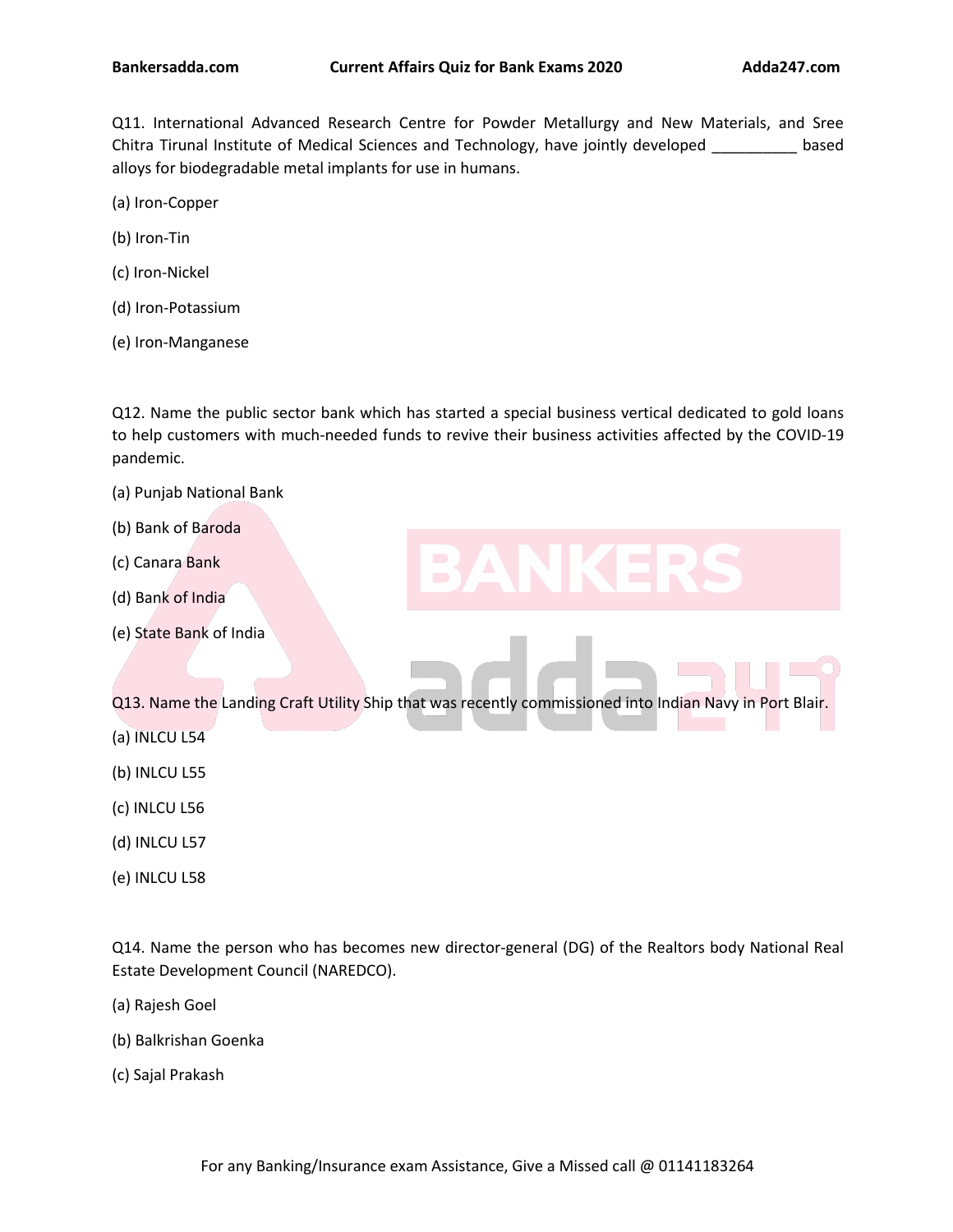Q11. International Advanced Research Centre for Powder Metallurgy and New Materials, and Sree Chitra Tirunal Institute of Medical Sciences and Technology, have jointly developed __________ based alloys for biodegradable metal implants for use in humans.

(a) Iron-Copper

(b) Iron-Tin

(c) Iron-Nickel

(d) Iron-Potassium

(e) Iron-Manganese

Q12. Name the public sector bank which has started a special business vertical dedicated to gold loans to help customers with much-needed funds to revive their business activities affected by the COVID-19 pandemic.

(a) Punjab National Bank

(b) Bank of Baroda

(c) Canara Bank

(d) Bank of India

(e) State Bank of India

Q13. Name the Landing Craft Utility Ship that was recently commissioned into Indian Navy in Port Blair.

(a) INLCU L54

(b) INLCU L55

(c) INLCU L56

(d) INLCU L57

(e) INLCU L58

Q14. Name the person who has becomes new director-general (DG) of the Realtors body National Real Estate Development Council (NAREDCO).

(a) Rajesh Goel

(b) Balkrishan Goenka

(c) Sajal Prakash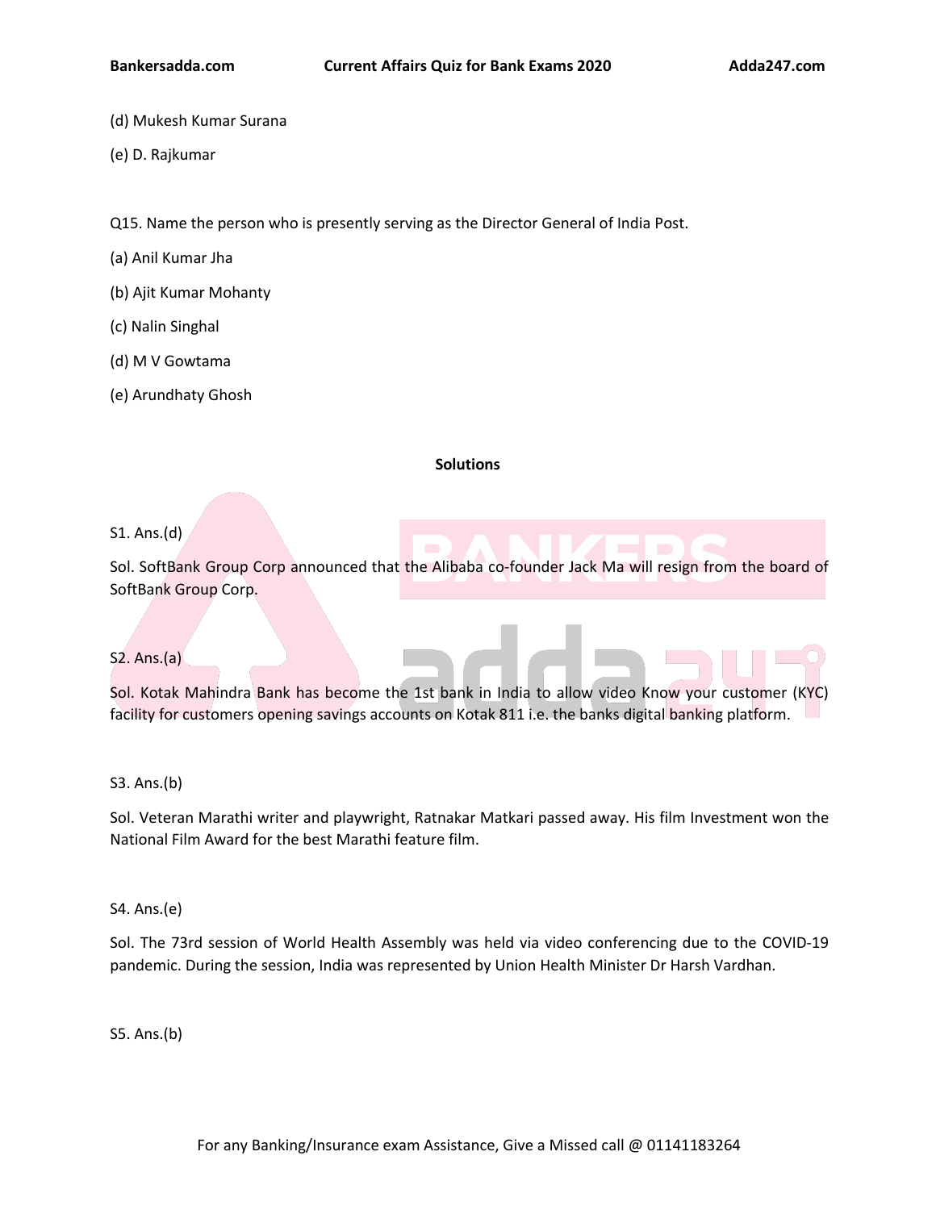(d) Mukesh Kumar Surana

(e) D. Rajkumar

Q15. Name the person who is presently serving as the Director General of India Post.

(a) Anil Kumar Jha

(b) Ajit Kumar Mohanty

(c) Nalin Singhal

(d) M V Gowtama

(e) Arundhaty Ghosh

**Solutions**

S1. Ans.(d)

Sol. SoftBank Group Corp announced that the Alibaba co-founder Jack Ma will resign from the board of SoftBank Group Corp.

S2. Ans.(a)

Sol. Kotak Mahindra Bank has become the 1st bank in India to allow video Know your customer (KYC) facility for customers opening savings accounts on Kotak 811 i.e. the banks digital banking platform.

S3. Ans.(b)

Sol. Veteran Marathi writer and playwright, Ratnakar Matkari passed away. His film Investment won the National Film Award for the best Marathi feature film.

S4. Ans.(e)

Sol. The 73rd session of World Health Assembly was held via video conferencing due to the COVID-19 pandemic. During the session, India was represented by Union Health Minister Dr Harsh Vardhan.

S5. Ans.(b)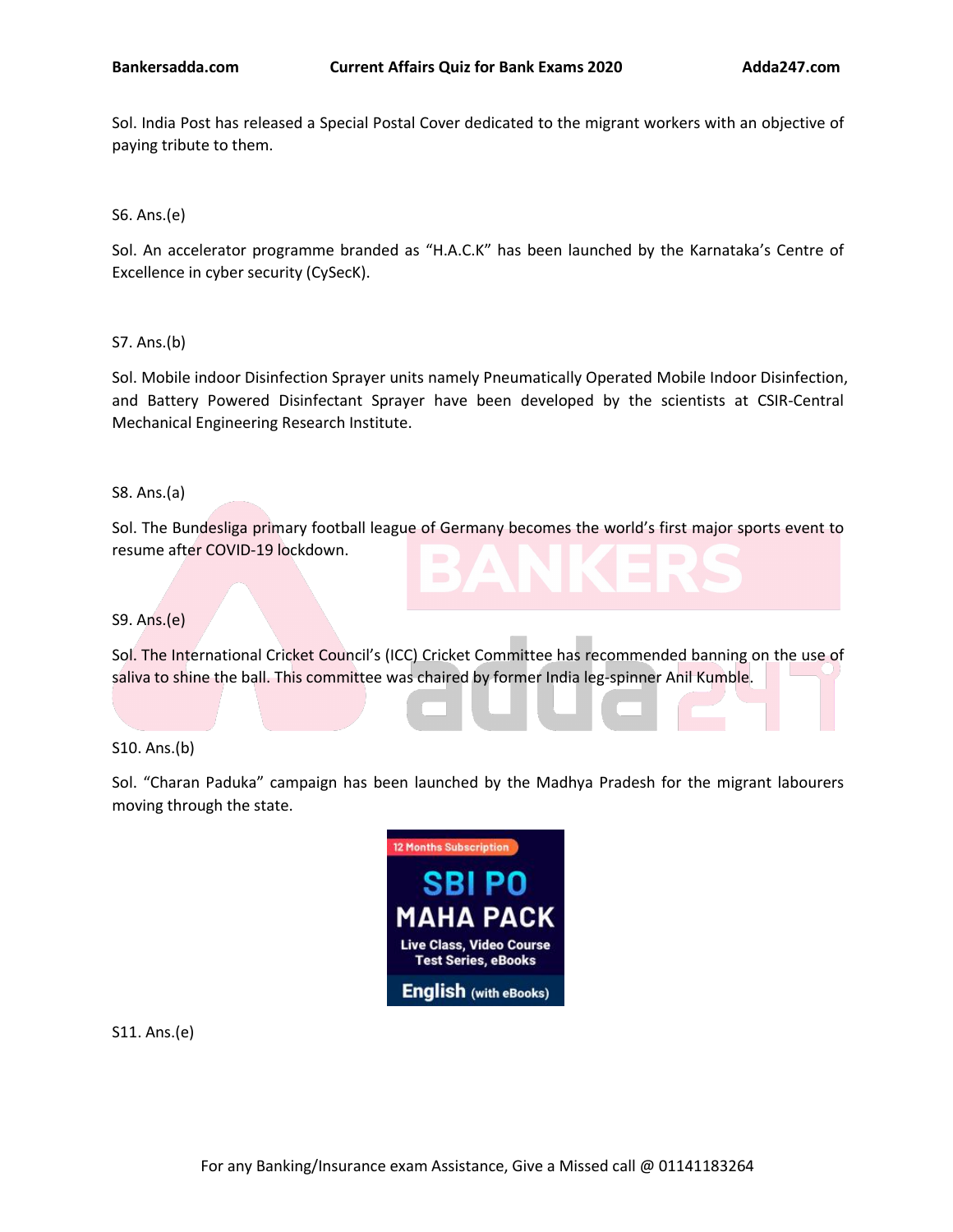Sol. India Post has released a Special Postal Cover dedicated to the migrant workers with an objective of paying tribute to them.

S6. Ans.(e)

Sol. An accelerator programme branded as "H.A.C.K" has been launched by the Karnataka's Centre of Excellence in cyber security (CySecK).

S7. Ans.(b)

Sol. Mobile indoor Disinfection Sprayer units namely Pneumatically Operated Mobile Indoor Disinfection, and Battery Powered Disinfectant Sprayer have been developed by the scientists at CSIR-Central Mechanical Engineering Research Institute.

S8. Ans.(a)

Sol. The Bundesliga primary football league of Germany becomes the world's first major sports event to resume after COVID-19 lockdown.

S9. Ans.(e)

Sol. The International Cricket Council's (ICC) Cricket Committee has recommended banning on the use of saliva to shine the ball. This committee was chaired by former India leg-spinner Anil Kumble.

S10. Ans.(b)

Sol. "Charan Paduka" campaign has been launched by the Madhya Pradesh for the migrant labourers moving through the state.

12 Months Subscription
SBI PO MAHA PACK
Live Class, Video Course Test Series, eBooks
English (with eBooks)

S11. Ans.(e)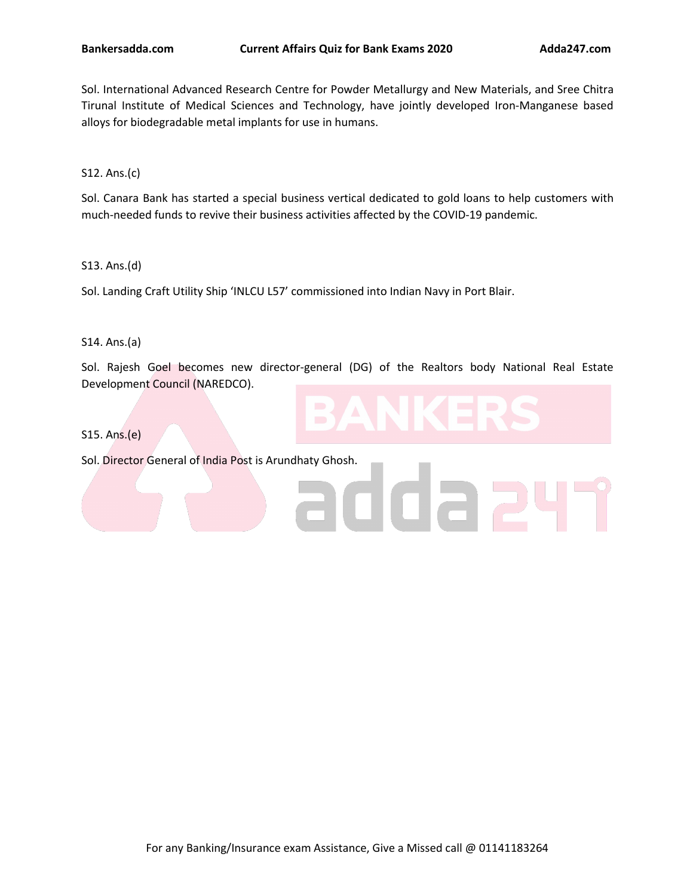Sol. International Advanced Research Centre for Powder Metallurgy and New Materials, and Sree Chitra Tirunal Institute of Medical Sciences and Technology, have jointly developed Iron-Manganese based alloys for biodegradable metal implants for use in humans.

S12. Ans.(c)

Sol. Canara Bank has started a special business vertical dedicated to gold loans to help customers with much-needed funds to revive their business activities affected by the COVID-19 pandemic.

S13. Ans.(d)

Sol. Landing Craft Utility Ship 'INLCU L57' commissioned into Indian Navy in Port Blair.

S14. Ans.(a)

Sol. Rajesh Goel becomes new director-general (DG) of the Realtors body National Real Estate Development Council (NAREDCO).

S15. Ans.(e)

Sol. Director General of India Post is Arundhaty Ghosh.